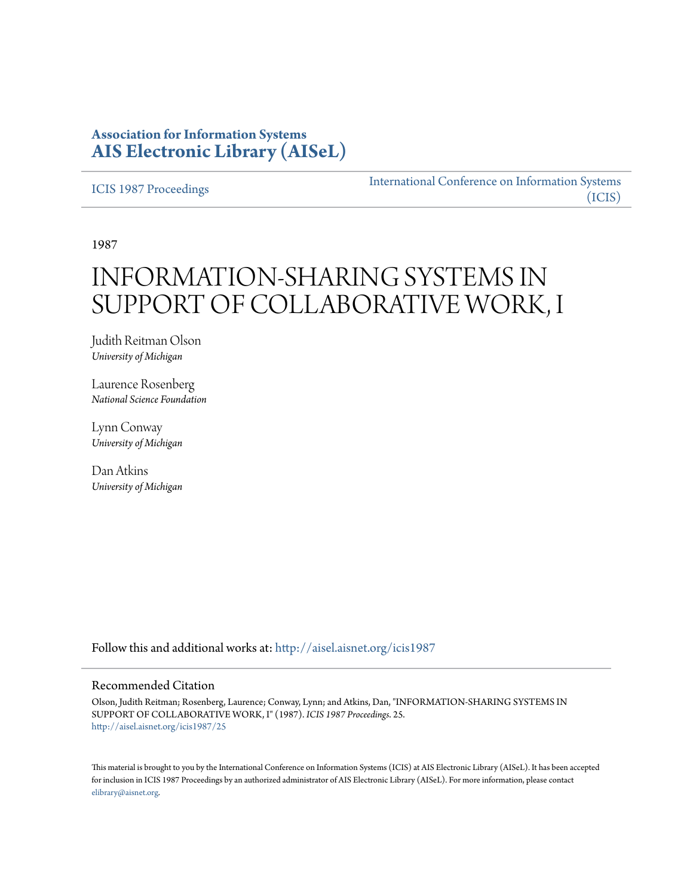**Association for Information Systems**
**AIS Electronic Library (AISeL)**

ICIS 1987 Proceedings

International Conference on Information Systems (ICIS)

1987

# INFORMATION-SHARING SYSTEMS IN SUPPORT OF COLLABORATIVE WORK, I

Judith Reitman Olson
*University of Michigan*

Laurence Rosenberg
*National Science Foundation*

Lynn Conway
*University of Michigan*

Dan Atkins
*University of Michigan*

Follow this and additional works at: http://aisel.aisnet.org/icis1987

## Recommended Citation

Olson, Judith Reitman; Rosenberg, Laurence; Conway, Lynn; and Atkins, Dan, "INFORMATION-SHARING SYSTEMS IN SUPPORT OF COLLABORATIVE WORK, I" (1987). *ICIS 1987 Proceedings*. 25.
http://aisel.aisnet.org/icis1987/25

This material is brought to you by the International Conference on Information Systems (ICIS) at AIS Electronic Library (AISeL). It has been accepted for inclusion in ICIS 1987 Proceedings by an authorized administrator of AIS Electronic Library (AISeL). For more information, please contact elibrary@aisnet.org.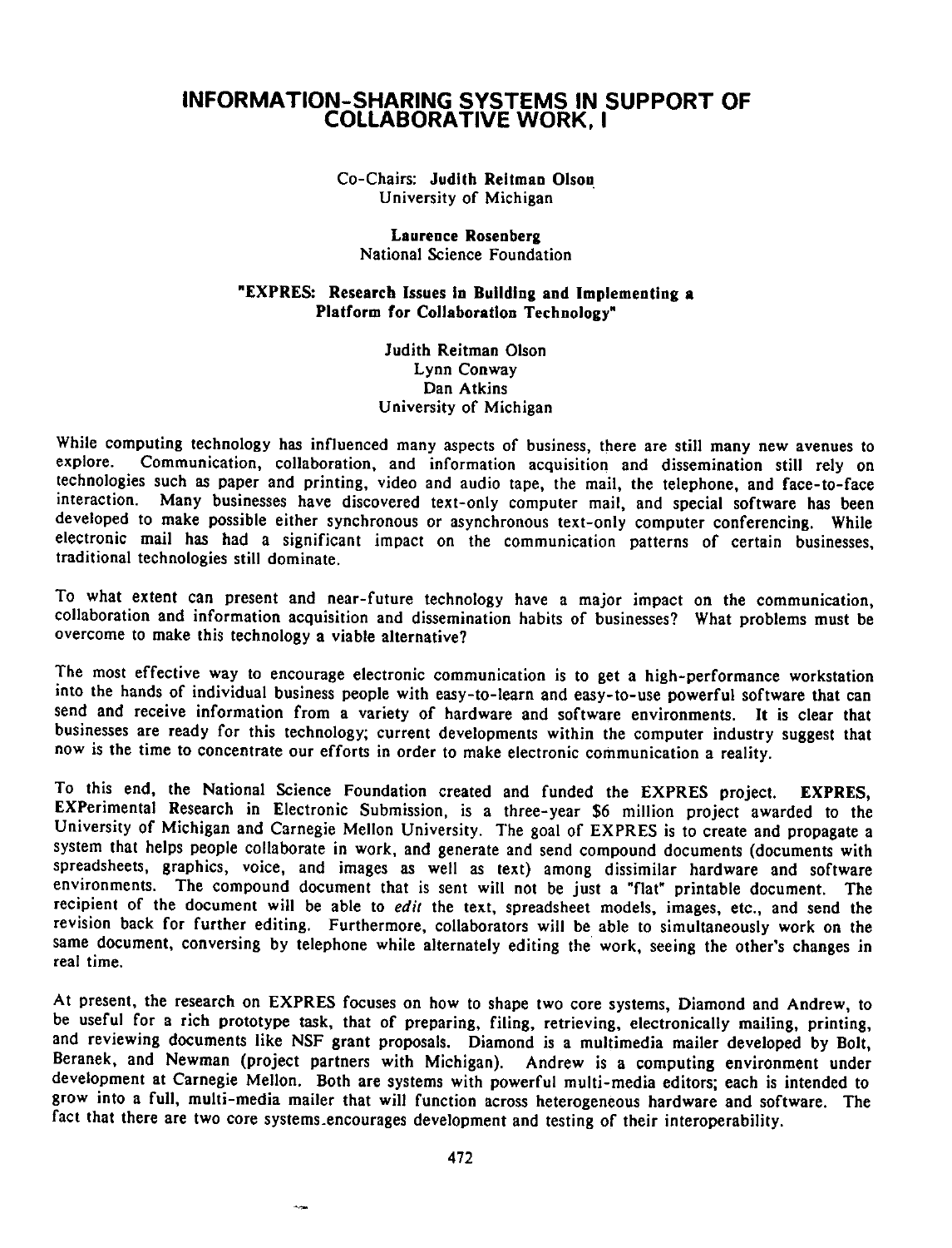# INFORMATION-SHARING SYSTEMS IN SUPPORT OF COLLABORATIVE WORK, I

Co-Chairs: **Judith Reitman Olson**
University of Michigan

**Laurence Rosenberg**
National Science Foundation

**"EXPRES: Research Issues in Building and Implementing a Platform for Collaboration Technology"**

Judith Reitman Olson
Lynn Conway
Dan Atkins
University of Michigan

While computing technology has influenced many aspects of business, there are still many new avenues to explore. Communication, collaboration, and information acquisition and dissemination still rely on technologies such as paper and printing, video and audio tape, the mail, the telephone, and face-to-face interaction. Many businesses have discovered text-only computer mail, and special software has been developed to make possible either synchronous or asynchronous text-only computer conferencing. While electronic mail has had a significant impact on the communication patterns of certain businesses, traditional technologies still dominate.

To what extent can present and near-future technology have a major impact on the communication, collaboration and information acquisition and dissemination habits of businesses? What problems must be overcome to make this technology a viable alternative?

The most effective way to encourage electronic communication is to get a high-performance workstation into the hands of individual business people with easy-to-learn and easy-to-use powerful software that can send and receive information from a variety of hardware and software environments. It is clear that businesses are ready for this technology; current developments within the computer industry suggest that now is the time to concentrate our efforts in order to make electronic communication a reality.

To this end, the National Science Foundation created and funded the EXPRES project. **EXPRES, EXPerimental Research in Electronic Submission**, is a three-year $6 million project awarded to the University of Michigan and Carnegie Mellon University. The goal of EXPRES is to create and propagate a system that helps people collaborate in work, and generate and send compound documents (documents with spreadsheets, graphics, voice, and images as well as text) among dissimilar hardware and software environments. The compound document that is sent will not be just a "flat" printable document. The recipient of the document will be able to *edit* the text, spreadsheet models, images, etc., and send the revision back for further editing. Furthermore, collaborators will be able to simultaneously work on the same document, conversing by telephone while alternately editing the work, seeing the other's changes in real time.

At present, the research on EXPRES focuses on how to shape two core systems, Diamond and Andrew, to be useful for a rich prototype task, that of preparing, filing, retrieving, electronically mailing, printing, and reviewing documents like NSF grant proposals. Diamond is a multimedia mailer developed by Bolt, Beranek, and Newman (project partners with Michigan). Andrew is a computing environment under development at Carnegie Mellon. Both are systems with powerful multi-media editors; each is intended to grow into a full, multi-media mailer that will function across heterogeneous hardware and software. The fact that there are two core systems encourages development and testing of their interoperability.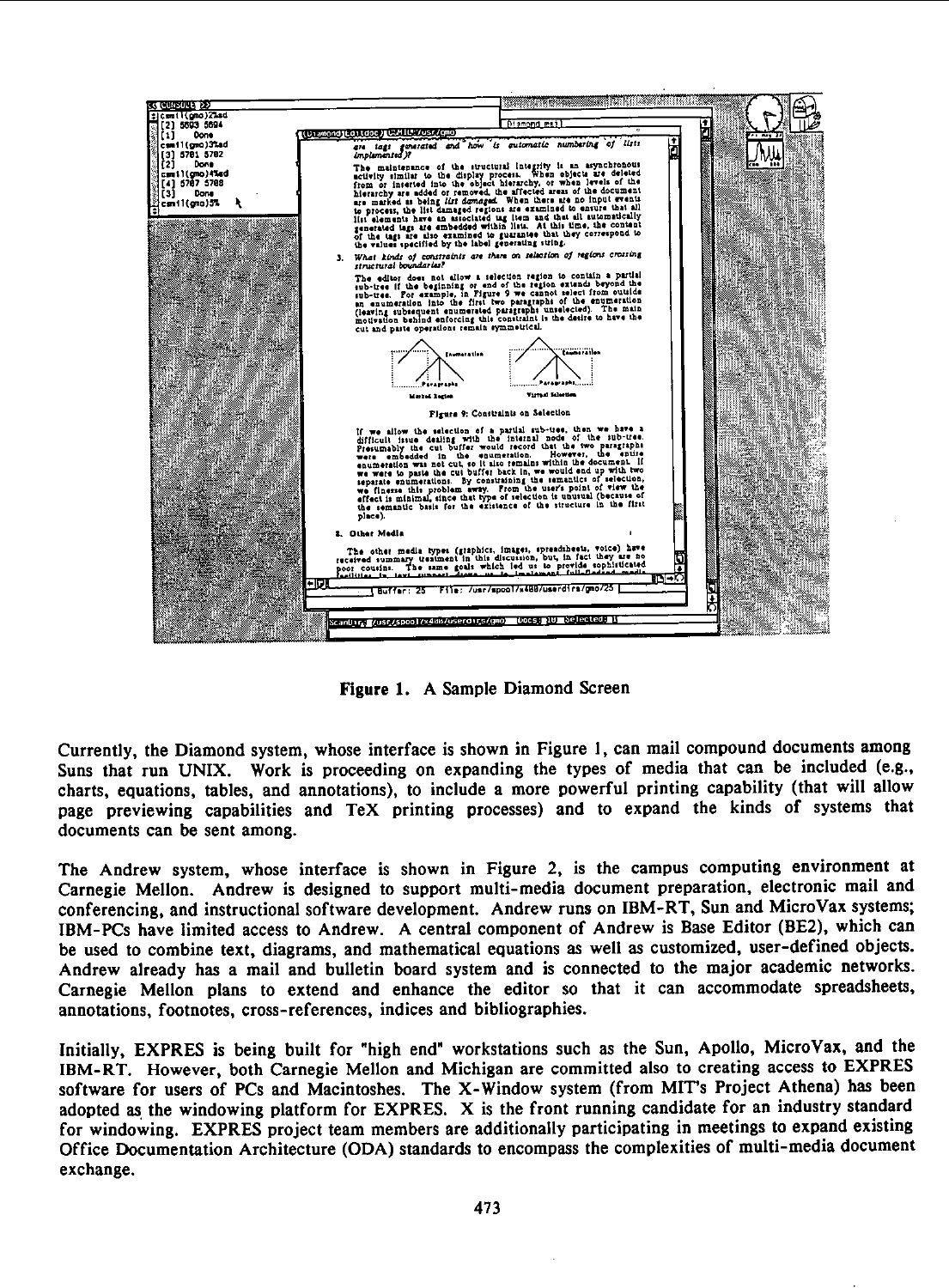Figure 1. A Sample Diamond Screen

Currently, the Diamond system, whose interface is shown in Figure 1, can mail compound documents among Suns that run UNIX. Work is proceeding on expanding the types of media that can be included (e.g., charts, equations, tables, and annotations), to include a more powerful printing capability (that will allow page previewing capabilities and TeX printing processes) and to expand the kinds of systems that documents can be sent among.

The Andrew system, whose interface is shown in Figure 2, is the campus computing environment at Carnegie Mellon. Andrew is designed to support multi-media document preparation, electronic mail and conferencing, and instructional software development. Andrew runs on IBM-RT, Sun and MicroVax systems; IBM-PCs have limited access to Andrew. A central component of Andrew is Base Editor (BE2), which can be used to combine text, diagrams, and mathematical equations as well as customized, user-defined objects. Andrew already has a mail and bulletin board system and is connected to the major academic networks. Carnegie Mellon plans to extend and enhance the editor so that it can accommodate spreadsheets, annotations, footnotes, cross-references, indices and bibliographies.

Initially, EXPRES is being built for "high end" workstations such as the Sun, Apollo, MicroVax, and the IBM-RT. However, both Carnegie Mellon and Michigan are committed also to creating access to EXPRES software for users of PCs and Macintoshes. The X-Window system (from MIT's Project Athena) has been adopted as the windowing platform for EXPRES. X is the front running candidate for an industry standard for windowing. EXPRES project team members are additionally participating in meetings to expand existing Office Documentation Architecture (ODA) standards to encompass the complexities of multi-media document exchange.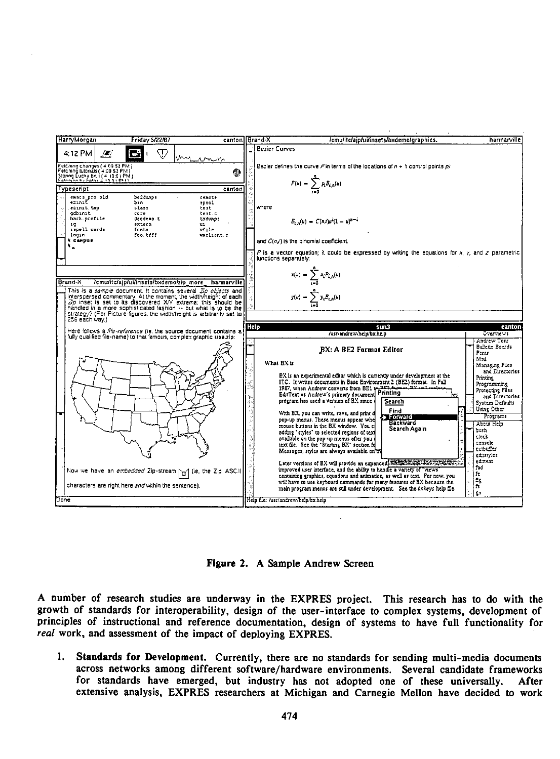**Figure 2. A Sample Andrew Screen**

A number of research studies are underway in the EXPRES project. This research has to do with the growth of standards for interoperability, design of the user-interface to complex systems, development of principles of instructional and reference documentation, design of systems to have full functionality for *real* work, and assessment of the impact of deploying EXPRES.

1. **Standards for Development.** Currently, there are no standards for sending multi-media documents across networks among different software/hardware environments. Several candidate frameworks for standards have emerged, but industry has not adopted one of these universally. After extensive analysis, EXPRES researchers at Michigan and Carnegie Mellon have decided to work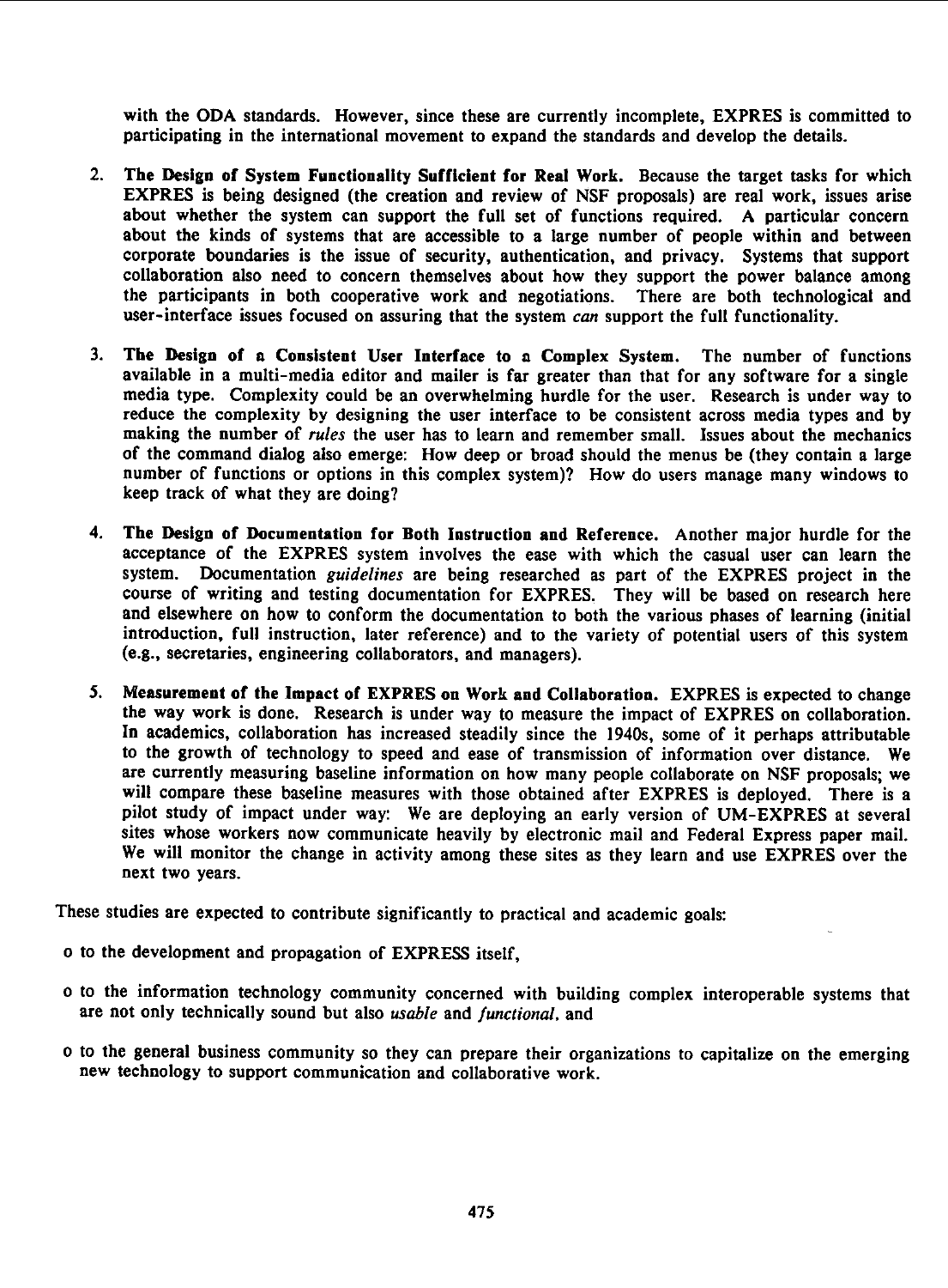with the ODA standards. However, since these are currently incomplete, EXPRES is committed to participating in the international movement to expand the standards and develop the details.

2. **The Design of System Functionality Sufficient for Real Work.** Because the target tasks for which EXPRES is being designed (the creation and review of NSF proposals) are real work, issues arise about whether the system can support the full set of functions required. A particular concern about the kinds of systems that are accessible to a large number of people within and between corporate boundaries is the issue of security, authentication, and privacy. Systems that support collaboration also need to concern themselves about how they support the power balance among the participants in both cooperative work and negotiations. There are both technological and user-interface issues focused on assuring that the system *can* support the full functionality.

3. **The Design of a Consistent User Interface to a Complex System.** The number of functions available in a multi-media editor and mailer is far greater than that for any software for a single media type. Complexity could be an overwhelming hurdle for the user. Research is under way to reduce the complexity by designing the user interface to be consistent across media types and by making the number of *rules* the user has to learn and remember small. Issues about the mechanics of the command dialog also emerge: How deep or broad should the menus be (they contain a large number of functions or options in this complex system)? How do users manage many windows to keep track of what they are doing?

4. **The Design of Documentation for Both Instruction and Reference.** Another major hurdle for the acceptance of the EXPRES system involves the ease with which the casual user can learn the system. Documentation *guidelines* are being researched as part of the EXPRES project in the course of writing and testing documentation for EXPRES. They will be based on research here and elsewhere on how to conform the documentation to both the various phases of learning (initial introduction, full instruction, later reference) and to the variety of potential users of this system (e.g., secretaries, engineering collaborators, and managers).

5. **Measurement of the Impact of EXPRES on Work and Collaboration.** EXPRES is expected to change the way work is done. Research is under way to measure the impact of EXPRES on collaboration. In academics, collaboration has increased steadily since the 1940s, some of it perhaps attributable to the growth of technology to speed and ease of transmission of information over distance. We are currently measuring baseline information on how many people collaborate on NSF proposals; we will compare these baseline measures with those obtained after EXPRES is deployed. There is a pilot study of impact under way: We are deploying an early version of UM-EXPRES at several sites whose workers now communicate heavily by electronic mail and Federal Express paper mail. We will monitor the change in activity among these sites as they learn and use EXPRES over the next two years.

These studies are expected to contribute significantly to practical and academic goals:

- to the development and propagation of EXPRESS itself,
- to the information technology community concerned with building complex interoperable systems that are not only technically sound but also *usable* and *functional*, and
- to the general business community so they can prepare their organizations to capitalize on the emerging new technology to support communication and collaborative work.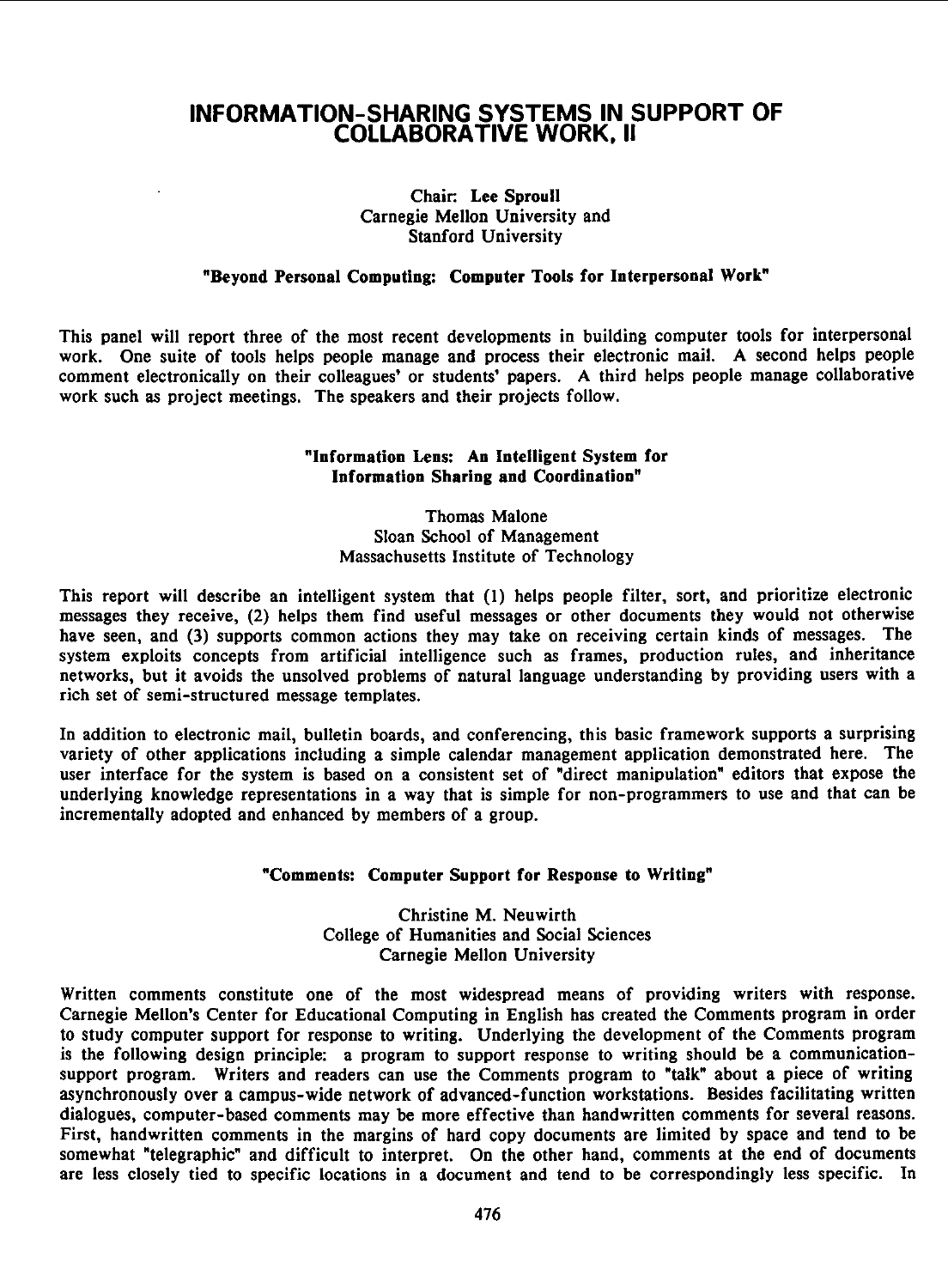# INFORMATION-SHARING SYSTEMS IN SUPPORT OF COLLABORATIVE WORK, II

Chair: Lee Sproull
Carnegie Mellon University and
Stanford University

**"Beyond Personal Computing: Computer Tools for Interpersonal Work"**

This panel will report three of the most recent developments in building computer tools for interpersonal work. One suite of tools helps people manage and process their electronic mail. A second helps people comment electronically on their colleagues' or students' papers. A third helps people manage collaborative work such as project meetings. The speakers and their projects follow.

**"Information Lens: An Intelligent System for Information Sharing and Coordination"**

Thomas Malone
Sloan School of Management
Massachusetts Institute of Technology

This report will describe an intelligent system that (1) helps people filter, sort, and prioritize electronic messages they receive, (2) helps them find useful messages or other documents they would not otherwise have seen, and (3) supports common actions they may take on receiving certain kinds of messages. The system exploits concepts from artificial intelligence such as frames, production rules, and inheritance networks, but it avoids the unsolved problems of natural language understanding by providing users with a rich set of semi-structured message templates.

In addition to electronic mail, bulletin boards, and conferencing, this basic framework supports a surprising variety of other applications including a simple calendar management application demonstrated here. The user interface for the system is based on a consistent set of "direct manipulation" editors that expose the underlying knowledge representations in a way that is simple for non-programmers to use and that can be incrementally adopted and enhanced by members of a group.

**"Comments: Computer Support for Response to Writing"**

Christine M. Neuwirth
College of Humanities and Social Sciences
Carnegie Mellon University

Written comments constitute one of the most widespread means of providing writers with response. Carnegie Mellon's Center for Educational Computing in English has created the Comments program in order to study computer support for response to writing. Underlying the development of the Comments program is the following design principle: a program to support response to writing should be a communication-support program. Writers and readers can use the Comments program to "talk" about a piece of writing asynchronously over a campus-wide network of advanced-function workstations. Besides facilitating written dialogues, computer-based comments may be more effective than handwritten comments for several reasons. First, handwritten comments in the margins of hard copy documents are limited by space and tend to be somewhat "telegraphic" and difficult to interpret. On the other hand, comments at the end of documents are less closely tied to specific locations in a document and tend to be correspondingly less specific. In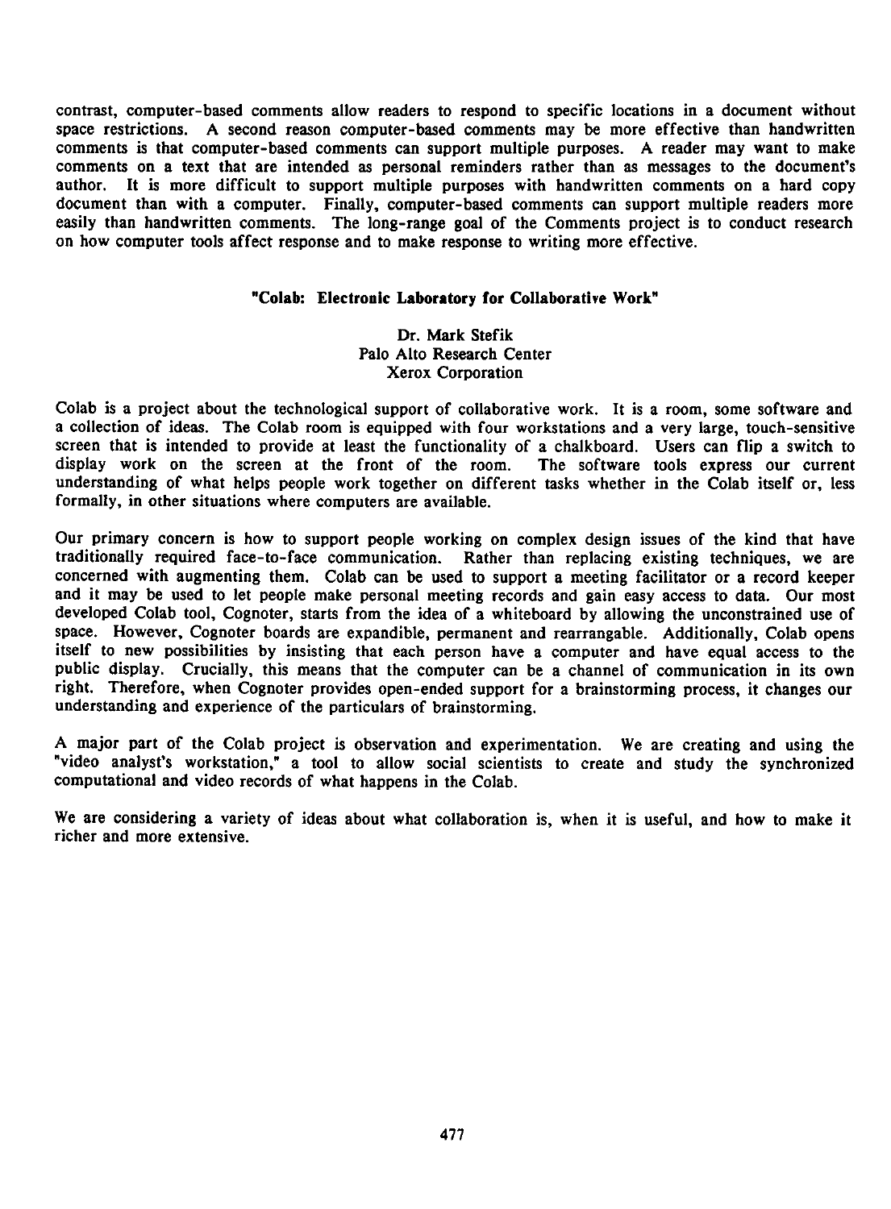contrast, computer-based comments allow readers to respond to specific locations in a document without space restrictions. A second reason computer-based comments may be more effective than handwritten comments is that computer-based comments can support multiple purposes. A reader may want to make comments on a text that are intended as personal reminders rather than as messages to the document's author. It is more difficult to support multiple purposes with handwritten comments on a hard copy document than with a computer. Finally, computer-based comments can support multiple readers more easily than handwritten comments. The long-range goal of the Comments project is to conduct research on how computer tools affect response and to make response to writing more effective.

### "Colab: Electronic Laboratory for Collaborative Work"

Dr. Mark Stefik
Palo Alto Research Center
Xerox Corporation

Colab is a project about the technological support of collaborative work. It is a room, some software and a collection of ideas. The Colab room is equipped with four workstations and a very large, touch-sensitive screen that is intended to provide at least the functionality of a chalkboard. Users can flip a switch to display work on the screen at the front of the room. The software tools express our current understanding of what helps people work together on different tasks whether in the Colab itself or, less formally, in other situations where computers are available.

Our primary concern is how to support people working on complex design issues of the kind that have traditionally required face-to-face communication. Rather than replacing existing techniques, we are concerned with augmenting them. Colab can be used to support a meeting facilitator or a record keeper and it may be used to let people make personal meeting records and gain easy access to data. Our most developed Colab tool, Cognoter, starts from the idea of a whiteboard by allowing the unconstrained use of space. However, Cognoter boards are expandible, permanent and rearrangable. Additionally, Colab opens itself to new possibilities by insisting that each person have a computer and have equal access to the public display. Crucially, this means that the computer can be a channel of communication in its own right. Therefore, when Cognoter provides open-ended support for a brainstorming process, it changes our understanding and experience of the particulars of brainstorming.

A major part of the Colab project is observation and experimentation. We are creating and using the "video analyst's workstation," a tool to allow social scientists to create and study the synchronized computational and video records of what happens in the Colab.

We are considering a variety of ideas about what collaboration is, when it is useful, and how to make it richer and more extensive.